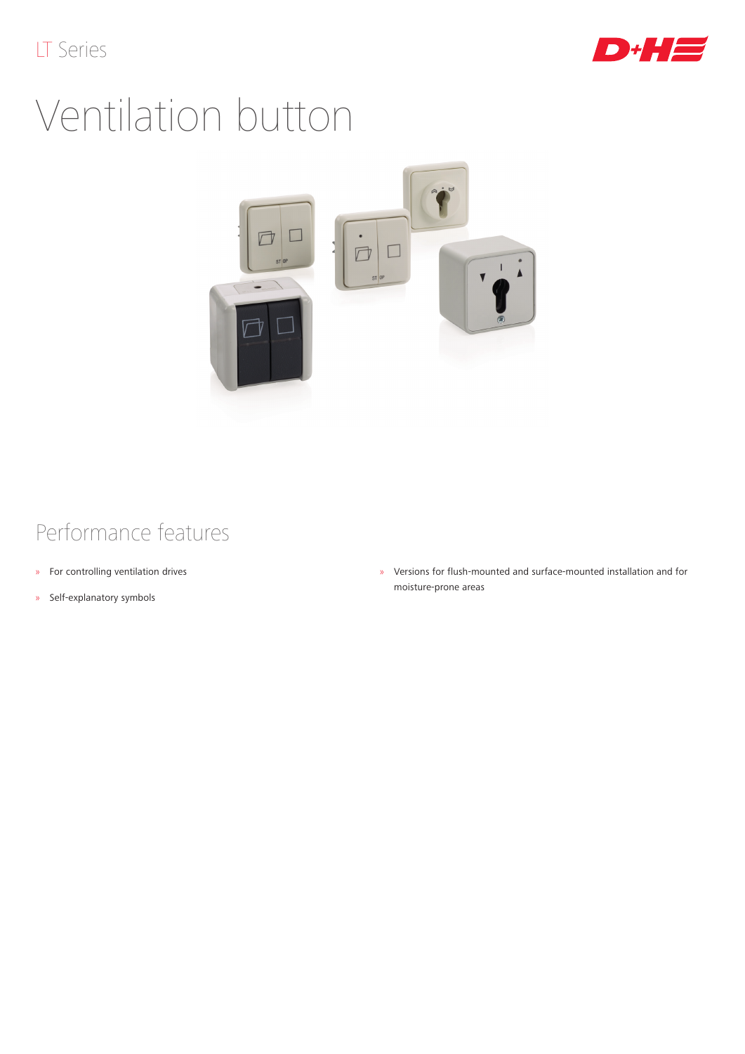LT Series

# Ventilation button

## Performance features

- For controlling ventilation drives
- Self-explanatory symbols
- Versions for flush-mounted and surface-mounted installation and for moisture-prone areas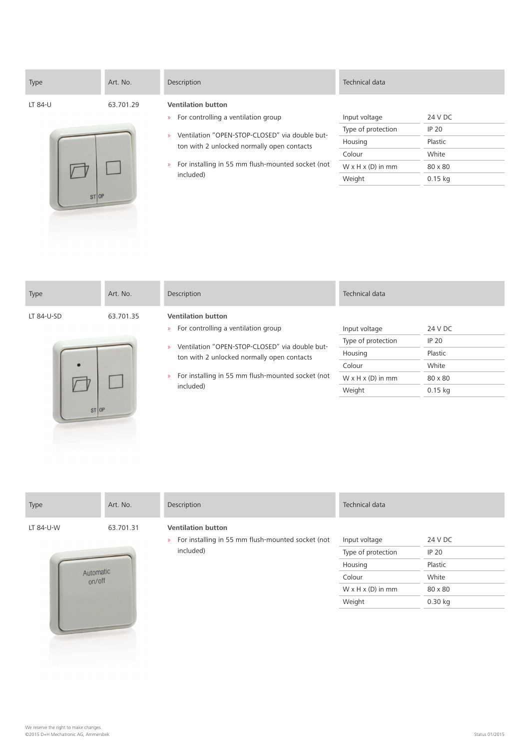| Type | Art. No. | Description | Technical data | |
|---|---|---|---|---|
| LT 84-U | 63.701.29 | **Ventilation button** | | |
| | | » For controlling a ventilation group | Input voltage | 24 V DC |
| | | » Ventilation "OPEN-STOP-CLOSED" via double button with 2 unlocked normally open contacts | Type of protection | IP 20 |
| | | » For installing in 55 mm flush-mounted socket (not included) | Housing | Plastic |
| | | | Colour | White |
| | | | W x H x (D) in mm | 80 x 80 |
| | | | Weight | 0.15 kg |

| Type | Art. No. | Description | Technical data | |
|---|---|---|---|---|
| LT 84-U-SD | 63.701.35 | **Ventilation button** | | |
| | | » For controlling a ventilation group | Input voltage | 24 V DC |
| | | » Ventilation "OPEN-STOP-CLOSED" via double button with 2 unlocked normally open contacts | Type of protection | IP 20 |
| | | » For installing in 55 mm flush-mounted socket (not included) | Housing | Plastic |
| | | | Colour | White |
| | | | W x H x (D) in mm | 80 x 80 |
| | | | Weight | 0.15 kg |

| Type | Art. No. | Description | Technical data | |
|---|---|---|---|---|
| LT 84-U-W | 63.701.31 | **Ventilation button** | | |
| | | » For installing in 55 mm flush-mounted socket (not included) | Input voltage | 24 V DC |
| | | | Type of protection | IP 20 |
| | | | Housing | Plastic |
| | | | Colour | White |
| | | | W x H x (D) in mm | 80 x 80 |
| | | | Weight | 0.30 kg |

We reserve the right to make changes.
©2015 D+H Mechatronic AG, Ammersbek

Status 01/2015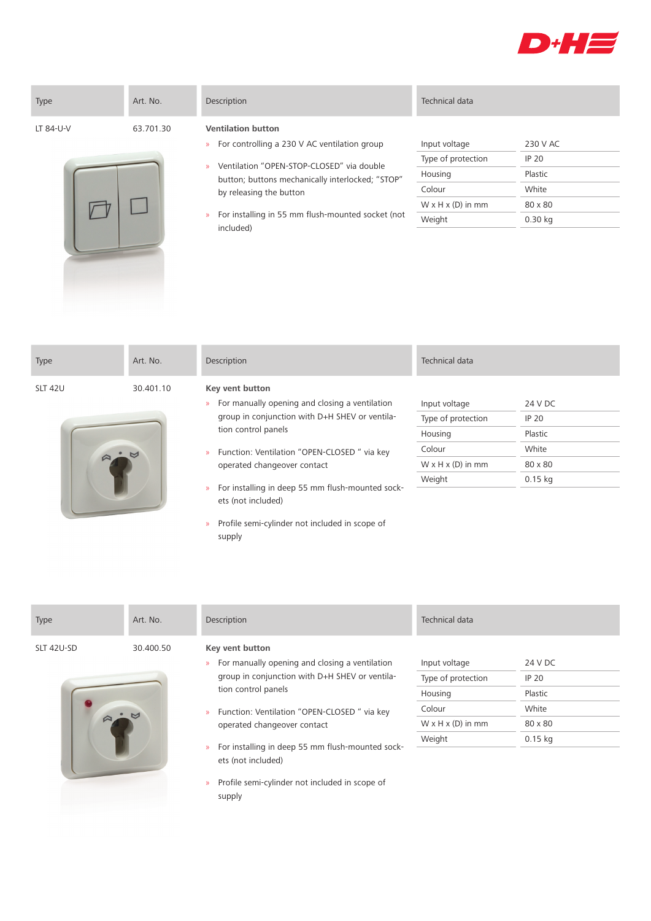| Type | Art. No. | Description | Technical data | |
|---|---|---|---|---|
| LT 84-U-V | 63.701.30 | **Ventilation button** | | |

**Ventilation button**

- For controlling a 230 V AC ventilation group
- Ventilation "OPEN-STOP-CLOSED" via double button; buttons mechanically interlocked; "STOP" by releasing the button
- For installing in 55 mm flush-mounted socket (not included)

| Technical data | |
|---|---|
| Input voltage | 230 V AC |
| Type of protection | IP 20 |
| Housing | Plastic |
| Colour | White |
| W x H x (D) in mm | 80 x 80 |
| Weight | 0.30 kg |

| Type | Art. No. | Description | Technical data | |
|---|---|---|---|---|
| SLT 42U | 30.401.10 | **Key vent button** | | |

**Key vent button**

- For manually opening and closing a ventilation group in conjunction with D+H SHEV or ventilation control panels
- Function: Ventilation "OPEN-CLOSED " via key operated changeover contact
- For installing in deep 55 mm flush-mounted sockets (not included)
- Profile semi-cylinder not included in scope of supply

| Technical data | |
|---|---|
| Input voltage | 24 V DC |
| Type of protection | IP 20 |
| Housing | Plastic |
| Colour | White |
| W x H x (D) in mm | 80 x 80 |
| Weight | 0.15 kg |

| Type | Art. No. | Description | Technical data | |
|---|---|---|---|---|
| SLT 42U-SD | 30.400.50 | **Key vent button** | | |

**Key vent button**

- For manually opening and closing a ventilation group in conjunction with D+H SHEV or ventilation control panels
- Function: Ventilation "OPEN-CLOSED " via key operated changeover contact
- For installing in deep 55 mm flush-mounted sockets (not included)
- Profile semi-cylinder not included in scope of supply

| Technical data | |
|---|---|
| Input voltage | 24 V DC |
| Type of protection | IP 20 |
| Housing | Plastic |
| Colour | White |
| W x H x (D) in mm | 80 x 80 |
| Weight | 0.15 kg |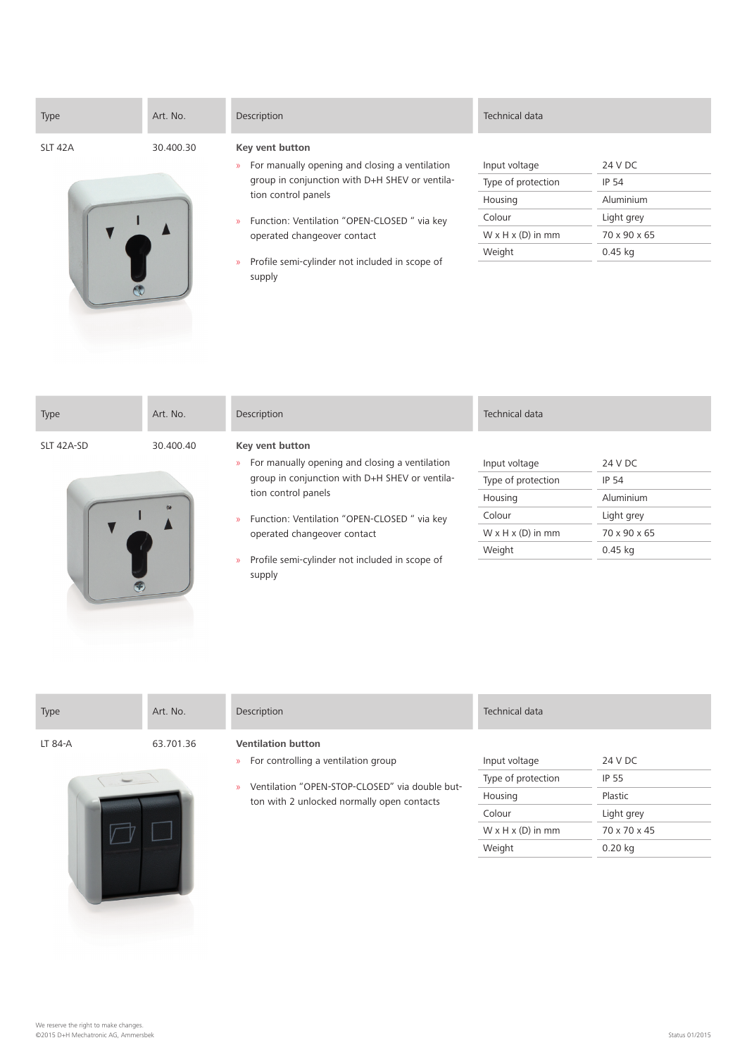| Type | Art. No. | Description | Technical data | |
|---|---|---|---|---|
| SLT 42A | 30.400.30 | **Key vent button** | | |

**Key vent button**

- For manually opening and closing a ventilation group in conjunction with D+H SHEV or ventilation control panels
- Function: Ventilation "OPEN-CLOSED " via key operated changeover contact
- Profile semi-cylinder not included in scope of supply

| Technical data | |
|---|---|
| Input voltage | 24 V DC |
| Type of protection | IP 54 |
| Housing | Aluminium |
| Colour | Light grey |
| W x H x (D) in mm | 70 x 90 x 65 |
| Weight | 0.45 kg |

| Type | Art. No. | Description | Technical data | |
|---|---|---|---|---|
| SLT 42A-SD | 30.400.40 | **Key vent button** | | |

**Key vent button**

- For manually opening and closing a ventilation group in conjunction with D+H SHEV or ventilation control panels
- Function: Ventilation "OPEN-CLOSED " via key operated changeover contact
- Profile semi-cylinder not included in scope of supply

| Technical data | |
|---|---|
| Input voltage | 24 V DC |
| Type of protection | IP 54 |
| Housing | Aluminium |
| Colour | Light grey |
| W x H x (D) in mm | 70 x 90 x 65 |
| Weight | 0.45 kg |

| Type | Art. No. | Description | Technical data | |
|---|---|---|---|---|
| LT 84-A | 63.701.36 | **Ventilation button** | | |

**Ventilation button**

- For controlling a ventilation group
- Ventilation "OPEN-STOP-CLOSED" via double button with 2 unlocked normally open contacts

| Technical data | |
|---|---|
| Input voltage | 24 V DC |
| Type of protection | IP 55 |
| Housing | Plastic |
| Colour | Light grey |
| W x H x (D) in mm | 70 x 70 x 45 |
| Weight | 0.20 kg |

We reserve the right to make changes.
©2015 D+H Mechatronic AG, Ammersbek

Status 01/2015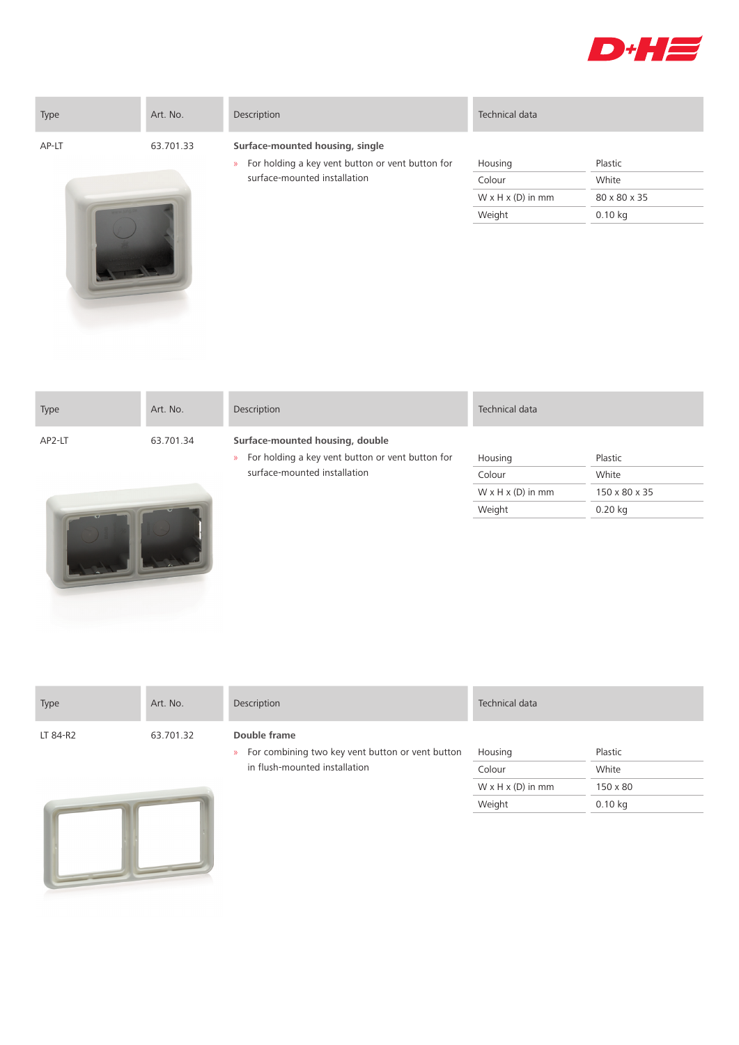| Type | Art. No. | Description | Technical data | |
|---|---|---|---|---|
| AP-LT | 63.701.33 | **Surface-mounted housing, single** | | |
| | | » For holding a key vent button or vent button for surface-mounted installation | Housing | Plastic |
| | | | Colour | White |
| | | | W x H x (D) in mm | 80 x 80 x 35 |
| | | | Weight | 0.10 kg |

| Type | Art. No. | Description | Technical data | |
|---|---|---|---|---|
| AP2-LT | 63.701.34 | **Surface-mounted housing, double** | | |
| | | » For holding a key vent button or vent button for surface-mounted installation | Housing | Plastic |
| | | | Colour | White |
| | | | W x H x (D) in mm | 150 x 80 x 35 |
| | | | Weight | 0.20 kg |

| Type | Art. No. | Description | Technical data | |
|---|---|---|---|---|
| LT 84-R2 | 63.701.32 | **Double frame** | | |
| | | » For combining two key vent button or vent button in flush-mounted installation | Housing | Plastic |
| | | | Colour | White |
| | | | W x H x (D) in mm | 150 x 80 |
| | | | Weight | 0.10 kg |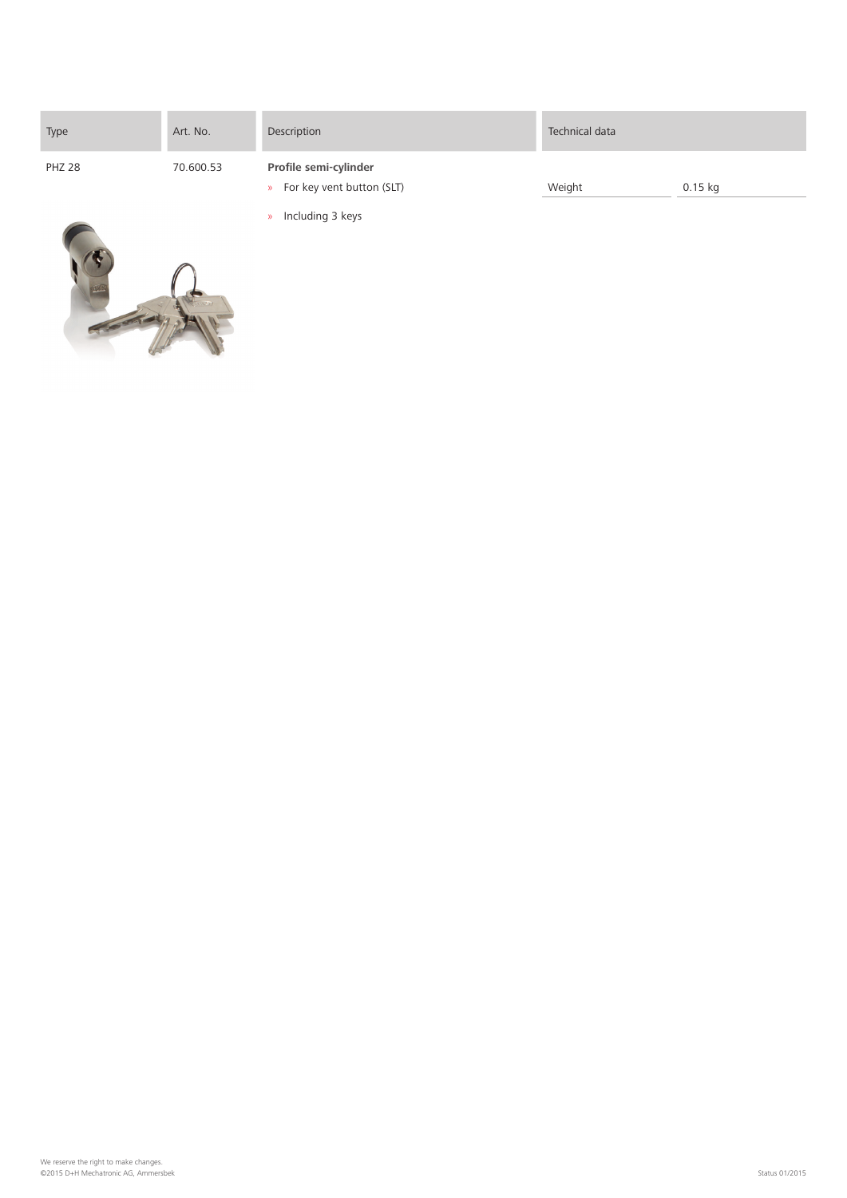| Type | Art. No. | Description | Technical data | |
|---|---|---|---|---|
| PHZ 28 | 70.600.53 | **Profile semi-cylinder**<br>» For key vent button (SLT)<br>» Including 3 keys | Weight | 0.15 kg |

We reserve the right to make changes.
©2015 D+H Mechatronic AG, Ammersbek

Status 01/2015